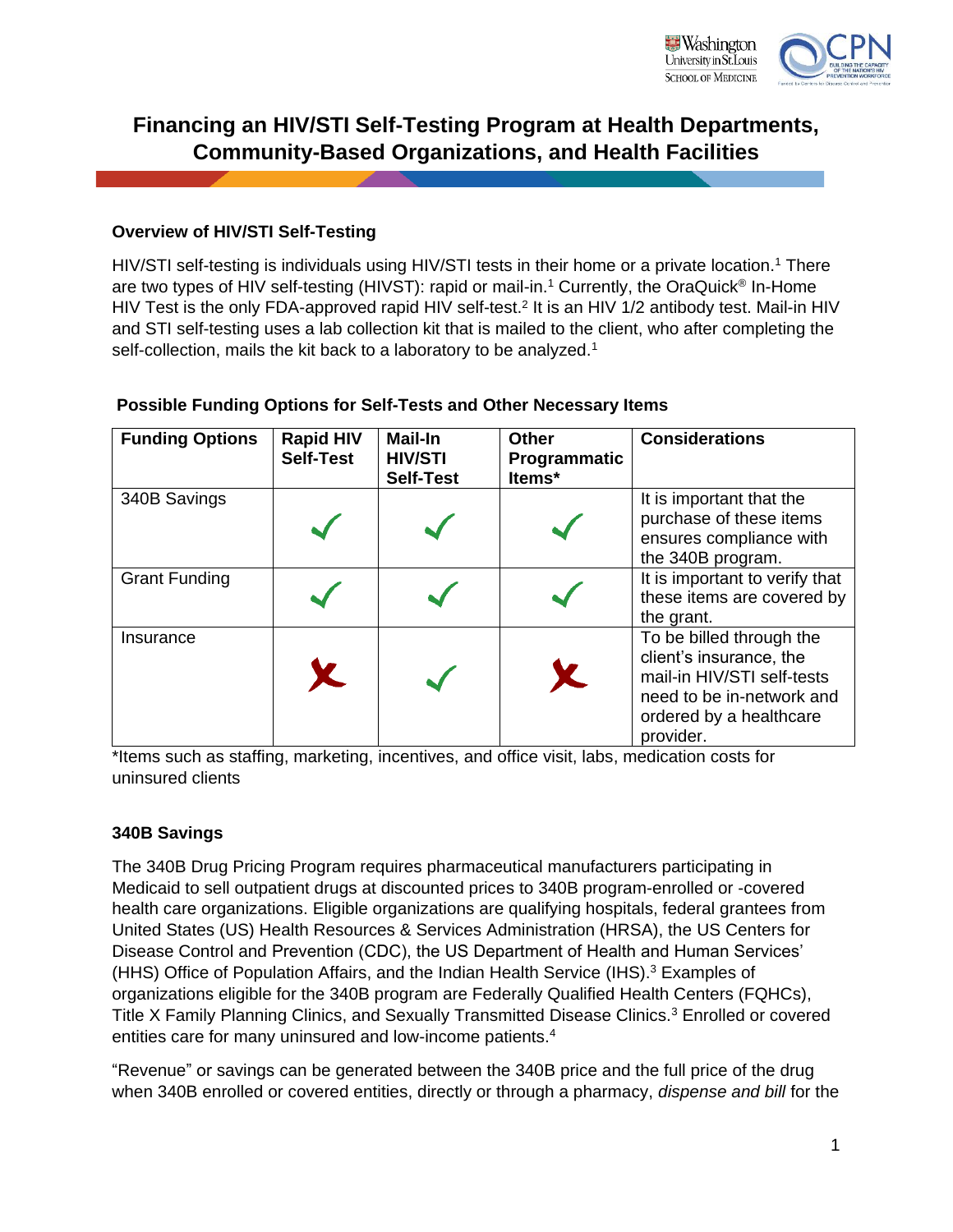# Financing an HIV/STI Self-Testing Program at Health Departments, Community-Based Organizations, and Health Facilities

### Overview of HIV/STI Self-Testing

HIV/STI self-testing is individuals using HIV/STI tests in their home or a private location.[1] There are two types of HIV self-testing (HIVST): rapid or mail-in.[1] Currently, the OraQuick® In-Home HIV Test is the only FDA-approved rapid HIV self-test.[2] It is an HIV 1/2 antibody test. Mail-in HIV and STI self-testing uses a lab collection kit that is mailed to the client, who after completing the self-collection, mails the kit back to a laboratory to be analyzed.[1]

**Possible Funding Options for Self-Tests and Other Necessary Items**

| Funding Options | Rapid HIV Self-Test | Mail-In HIV/STI Self-Test | Other Programmatic Items* | Considerations |
|---|---|---|---|---|
| 340B Savings | ✓ | ✓ | ✓ | It is important that the purchase of these items ensures compliance with the 340B program. |
| Grant Funding | ✓ | ✓ | ✓ | It is important to verify that these items are covered by the grant. |
| Insurance | ✗ | ✓ | ✗ | To be billed through the client's insurance, the mail-in HIV/STI self-tests need to be in-network and ordered by a healthcare provider. |

*Items such as staffing, marketing, incentives, and office visit, labs, medication costs for uninsured clients

### 340B Savings

The 340B Drug Pricing Program requires pharmaceutical manufacturers participating in Medicaid to sell outpatient drugs at discounted prices to 340B program-enrolled or -covered health care organizations. Eligible organizations are qualifying hospitals, federal grantees from United States (US) Health Resources & Services Administration (HRSA), the US Centers for Disease Control and Prevention (CDC), the US Department of Health and Human Services' (HHS) Office of Population Affairs, and the Indian Health Service (IHS).[3] Examples of organizations eligible for the 340B program are Federally Qualified Health Centers (FQHCs), Title X Family Planning Clinics, and Sexually Transmitted Disease Clinics.[3] Enrolled or covered entities care for many uninsured and low-income patients.[4]

"Revenue" or savings can be generated between the 340B price and the full price of the drug when 340B enrolled or covered entities, directly or through a pharmacy, *dispense and bill* for the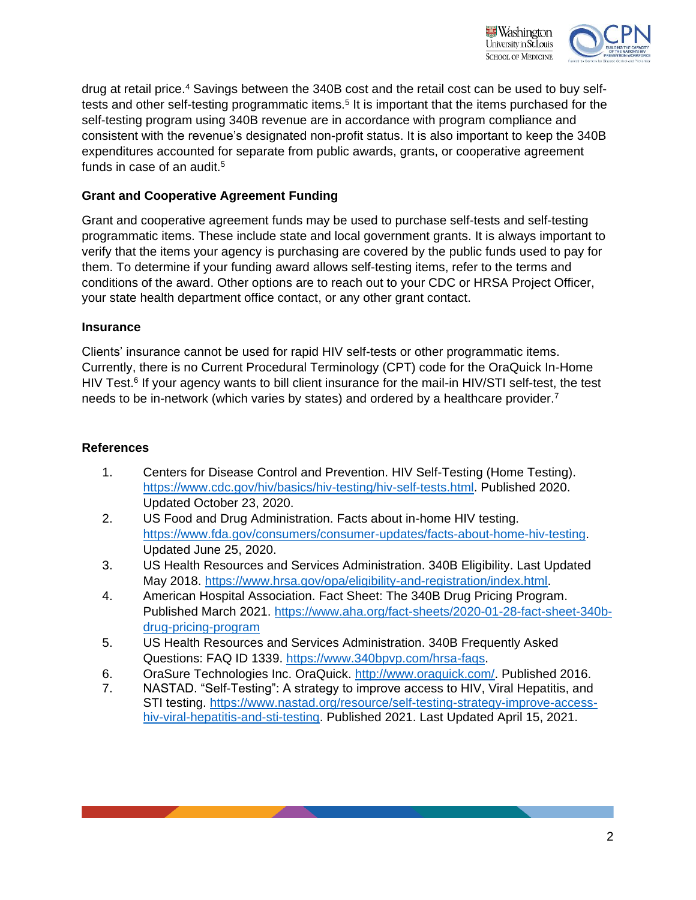drug at retail price.[4] Savings between the 340B cost and the retail cost can be used to buy self-tests and other self-testing programmatic items.[5] It is important that the items purchased for the self-testing program using 340B revenue are in accordance with program compliance and consistent with the revenue's designated non-profit status. It is also important to keep the 340B expenditures accounted for separate from public awards, grants, or cooperative agreement funds in case of an audit.[5]

### Grant and Cooperative Agreement Funding

Grant and cooperative agreement funds may be used to purchase self-tests and self-testing programmatic items. These include state and local government grants. It is always important to verify that the items your agency is purchasing are covered by the public funds used to pay for them. To determine if your funding award allows self-testing items, refer to the terms and conditions of the award. Other options are to reach out to your CDC or HRSA Project Officer, your state health department office contact, or any other grant contact.

### Insurance

Clients' insurance cannot be used for rapid HIV self-tests or other programmatic items. Currently, there is no Current Procedural Terminology (CPT) code for the OraQuick In-Home HIV Test.[6] If your agency wants to bill client insurance for the mail-in HIV/STI self-test, the test needs to be in-network (which varies by states) and ordered by a healthcare provider.[7]

### References

1. Centers for Disease Control and Prevention. HIV Self-Testing (Home Testing). https://www.cdc.gov/hiv/basics/hiv-testing/hiv-self-tests.html. Published 2020. Updated October 23, 2020.
2. US Food and Drug Administration. Facts about in-home HIV testing. https://www.fda.gov/consumers/consumer-updates/facts-about-home-hiv-testing. Updated June 25, 2020.
3. US Health Resources and Services Administration. 340B Eligibility. Last Updated May 2018. https://www.hrsa.gov/opa/eligibility-and-registration/index.html.
4. American Hospital Association. Fact Sheet: The 340B Drug Pricing Program. Published March 2021. https://www.aha.org/fact-sheets/2020-01-28-fact-sheet-340b-drug-pricing-program
5. US Health Resources and Services Administration. 340B Frequently Asked Questions: FAQ ID 1339. https://www.340bpvp.com/hrsa-faqs.
6. OraSure Technologies Inc. OraQuick. http://www.oraquick.com/. Published 2016.
7. NASTAD. "Self-Testing": A strategy to improve access to HIV, Viral Hepatitis, and STI testing. https://www.nastad.org/resource/self-testing-strategy-improve-access-hiv-viral-hepatitis-and-sti-testing. Published 2021. Last Updated April 15, 2021.